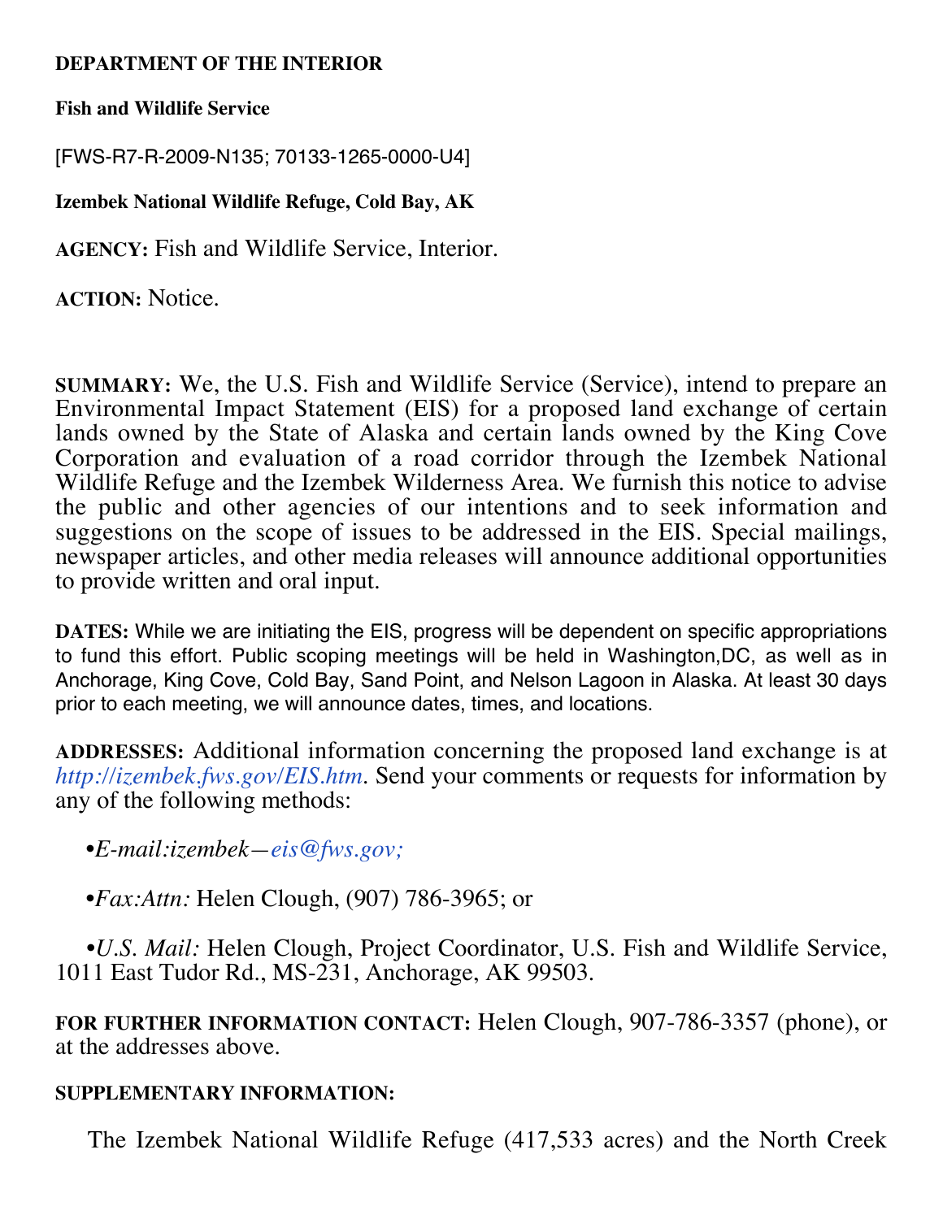**DEPARTMENT OF THE INTERIOR**

**Fish and Wildlife Service**

[FWS-R7-R-2009-N135; 70133-1265-0000-U4]

**Izembek National Wildlife Refuge, Cold Bay, AK**

**AGENCY:** Fish and Wildlife Service, Interior.

**ACTION:** Notice.

**SUMMARY:** We, the U.S. Fish and Wildlife Service (Service), intend to prepare an Environmental Impact Statement (EIS) for a proposed land exchange of certain lands owned by the State of Alaska and certain lands owned by the King Cove Corporation and evaluation of a road corridor through the Izembek National Wildlife Refuge and the Izembek Wilderness Area. We furnish this notice to advise the public and other agencies of our intentions and to seek information and suggestions on the scope of issues to be addressed in the EIS. Special mailings, newspaper articles, and other media releases will announce additional opportunities to provide written and oral input.

**DATES:** While we are initiating the EIS, progress will be dependent on specific appropriations to fund this effort. Public scoping meetings will be held in Washington,DC, as well as in Anchorage, King Cove, Cold Bay, Sand Point, and Nelson Lagoon in Alaska. At least 30 days prior to each meeting, we will announce dates, times, and locations.

**ADDRESSES:** Additional information concerning the proposed land exchange is at *http://izembek.fws.gov/EIS.htm*. Send your comments or requests for information by any of the following methods:

- *E-mail:izembek—eis@fws.gov;*
- *Fax:Attn:* Helen Clough, (907) 786-3965; or
- *U.S. Mail:* Helen Clough, Project Coordinator, U.S. Fish and Wildlife Service, 1011 East Tudor Rd., MS-231, Anchorage, AK 99503.

**FOR FURTHER INFORMATION CONTACT:** Helen Clough, 907-786-3357 (phone), or at the addresses above.

**SUPPLEMENTARY INFORMATION:**

The Izembek National Wildlife Refuge (417,533 acres) and the North Creek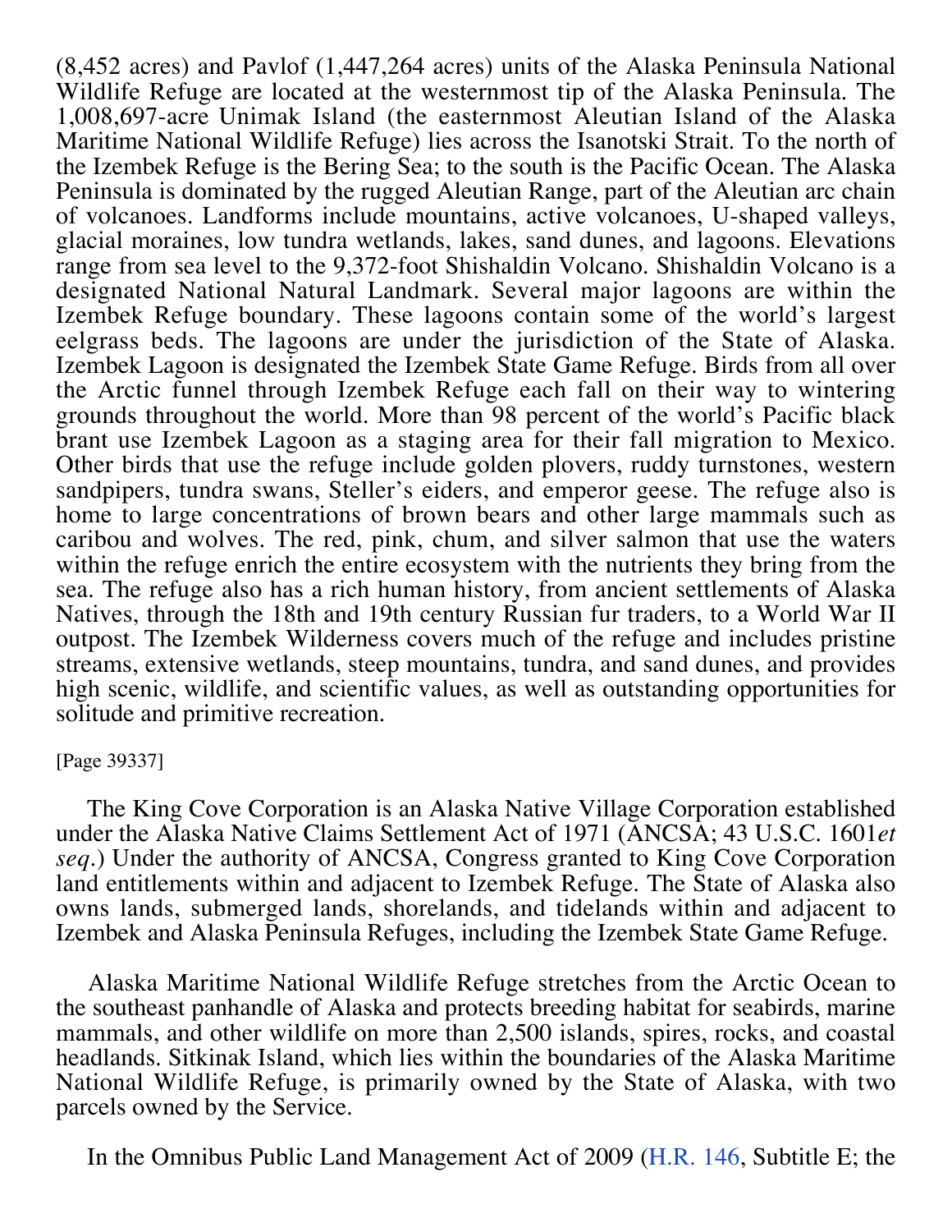(8,452 acres) and Pavlof (1,447,264 acres) units of the Alaska Peninsula National Wildlife Refuge are located at the westernmost tip of the Alaska Peninsula. The 1,008,697-acre Unimak Island (the easternmost Aleutian Island of the Alaska Maritime National Wildlife Refuge) lies across the Isanotski Strait. To the north of the Izembek Refuge is the Bering Sea; to the south is the Pacific Ocean. The Alaska Peninsula is dominated by the rugged Aleutian Range, part of the Aleutian arc chain of volcanoes. Landforms include mountains, active volcanoes, U-shaped valleys, glacial moraines, low tundra wetlands, lakes, sand dunes, and lagoons. Elevations range from sea level to the 9,372-foot Shishaldin Volcano. Shishaldin Volcano is a designated National Natural Landmark. Several major lagoons are within the Izembek Refuge boundary. These lagoons contain some of the world's largest eelgrass beds. The lagoons are under the jurisdiction of the State of Alaska. Izembek Lagoon is designated the Izembek State Game Refuge. Birds from all over the Arctic funnel through Izembek Refuge each fall on their way to wintering grounds throughout the world. More than 98 percent of the world's Pacific black brant use Izembek Lagoon as a staging area for their fall migration to Mexico. Other birds that use the refuge include golden plovers, ruddy turnstones, western sandpipers, tundra swans, Steller's eiders, and emperor geese. The refuge also is home to large concentrations of brown bears and other large mammals such as caribou and wolves. The red, pink, chum, and silver salmon that use the waters within the refuge enrich the entire ecosystem with the nutrients they bring from the sea. The refuge also has a rich human history, from ancient settlements of Alaska Natives, through the 18th and 19th century Russian fur traders, to a World War II outpost. The Izembek Wilderness covers much of the refuge and includes pristine streams, extensive wetlands, steep mountains, tundra, and sand dunes, and provides high scenic, wildlife, and scientific values, as well as outstanding opportunities for solitude and primitive recreation.

[Page 39337]

The King Cove Corporation is an Alaska Native Village Corporation established under the Alaska Native Claims Settlement Act of 1971 (ANCSA; 43 U.S.C. 1601*et seq*.) Under the authority of ANCSA, Congress granted to King Cove Corporation land entitlements within and adjacent to Izembek Refuge. The State of Alaska also owns lands, submerged lands, shorelands, and tidelands within and adjacent to Izembek and Alaska Peninsula Refuges, including the Izembek State Game Refuge.

Alaska Maritime National Wildlife Refuge stretches from the Arctic Ocean to the southeast panhandle of Alaska and protects breeding habitat for seabirds, marine mammals, and other wildlife on more than 2,500 islands, spires, rocks, and coastal headlands. Sitkinak Island, which lies within the boundaries of the Alaska Maritime National Wildlife Refuge, is primarily owned by the State of Alaska, with two parcels owned by the Service.

In the Omnibus Public Land Management Act of 2009 (H.R. 146, Subtitle E; the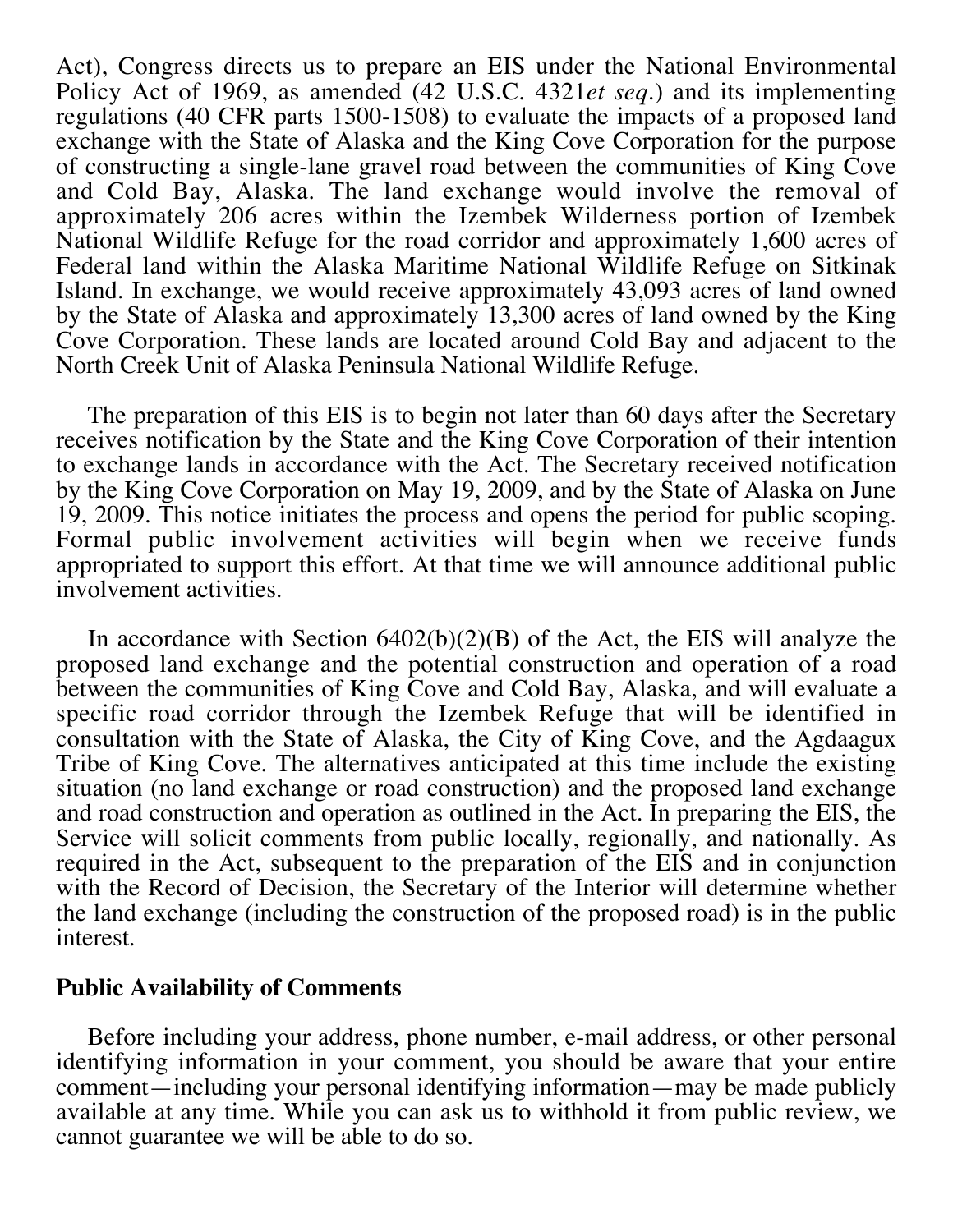Act), Congress directs us to prepare an EIS under the National Environmental Policy Act of 1969, as amended (42 U.S.C. 4321*et seq.*) and its implementing regulations (40 CFR parts 1500-1508) to evaluate the impacts of a proposed land exchange with the State of Alaska and the King Cove Corporation for the purpose of constructing a single-lane gravel road between the communities of King Cove and Cold Bay, Alaska. The land exchange would involve the removal of approximately 206 acres within the Izembek Wilderness portion of Izembek National Wildlife Refuge for the road corridor and approximately 1,600 acres of Federal land within the Alaska Maritime National Wildlife Refuge on Sitkinak Island. In exchange, we would receive approximately 43,093 acres of land owned by the State of Alaska and approximately 13,300 acres of land owned by the King Cove Corporation. These lands are located around Cold Bay and adjacent to the North Creek Unit of Alaska Peninsula National Wildlife Refuge.

The preparation of this EIS is to begin not later than 60 days after the Secretary receives notification by the State and the King Cove Corporation of their intention to exchange lands in accordance with the Act. The Secretary received notification by the King Cove Corporation on May 19, 2009, and by the State of Alaska on June 19, 2009. This notice initiates the process and opens the period for public scoping. Formal public involvement activities will begin when we receive funds appropriated to support this effort. At that time we will announce additional public involvement activities.

In accordance with Section 6402(b)(2)(B) of the Act, the EIS will analyze the proposed land exchange and the potential construction and operation of a road between the communities of King Cove and Cold Bay, Alaska, and will evaluate a specific road corridor through the Izembek Refuge that will be identified in consultation with the State of Alaska, the City of King Cove, and the Agdaagux Tribe of King Cove. The alternatives anticipated at this time include the existing situation (no land exchange or road construction) and the proposed land exchange and road construction and operation as outlined in the Act. In preparing the EIS, the Service will solicit comments from public locally, regionally, and nationally. As required in the Act, subsequent to the preparation of the EIS and in conjunction with the Record of Decision, the Secretary of the Interior will determine whether the land exchange (including the construction of the proposed road) is in the public interest.

## Public Availability of Comments

Before including your address, phone number, e-mail address, or other personal identifying information in your comment, you should be aware that your entire comment—including your personal identifying information—may be made publicly available at any time. While you can ask us to withhold it from public review, we cannot guarantee we will be able to do so.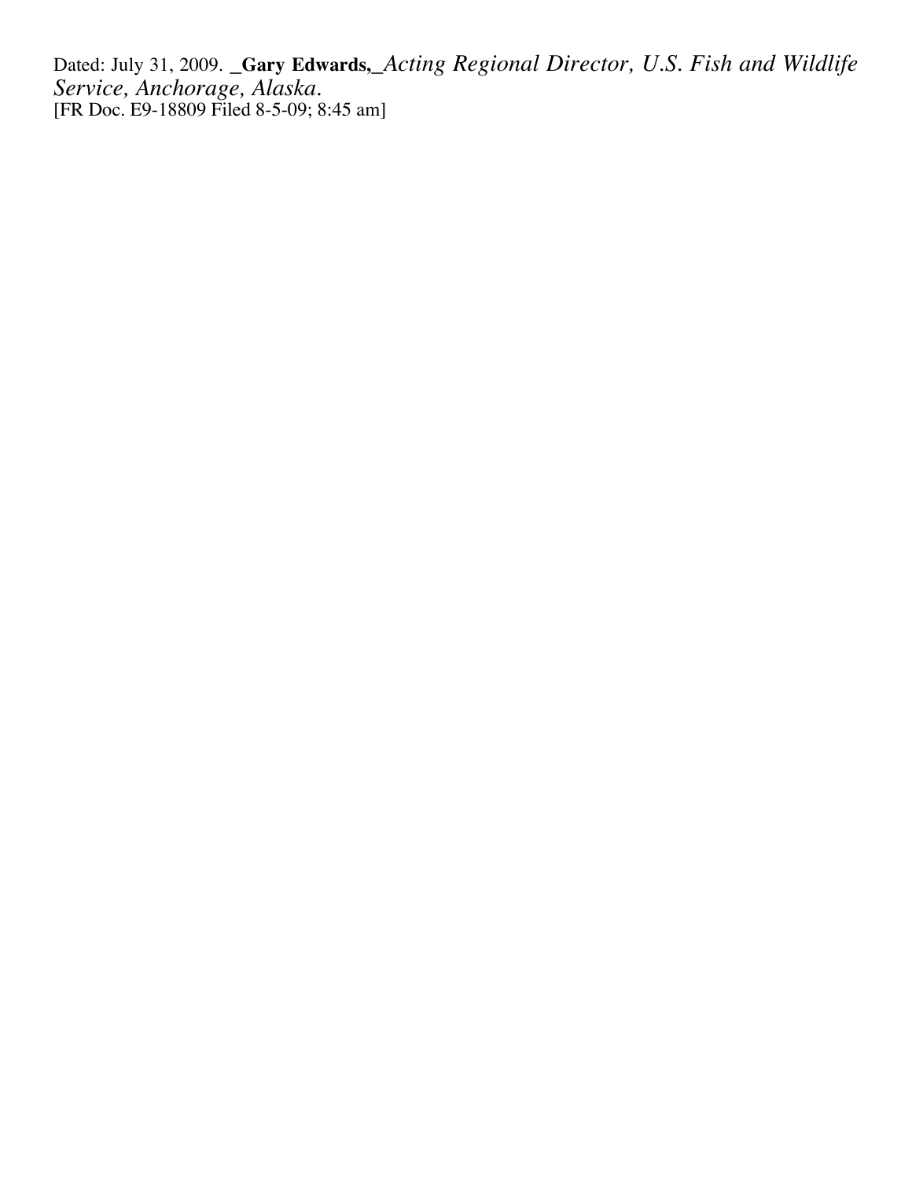Dated: July 31, 2009. **Gary Edwards,** *Acting Regional Director, U.S. Fish and Wildlife Service, Anchorage, Alaska.*

[FR Doc. E9-18809 Filed 8-5-09; 8:45 am]